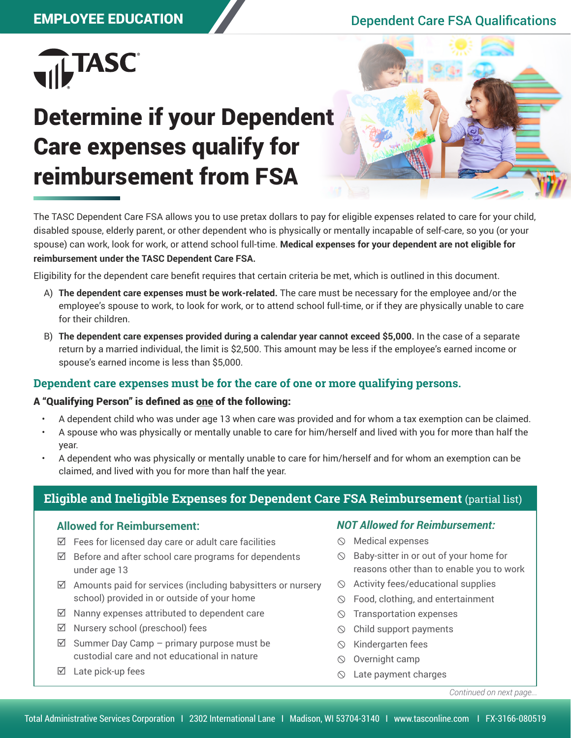EMPLOYEE EDUCATION

Dependent Care FSA Qualifications

TASC

# Determine if your Dependent Care expenses qualify for reimbursement from FSA

The TASC Dependent Care FSA allows you to use pretax dollars to pay for eligible expenses related to care for your child, disabled spouse, elderly parent, or other dependent who is physically or mentally incapable of self-care, so you (or your spouse) can work, look for work, or attend school full-time. **Medical expenses for your dependent are not eligible for reimbursement under the TASC Dependent Care FSA.**

Eligibility for the dependent care benefit requires that certain criteria be met, which is outlined in this document.

A) **The dependent care expenses must be work-related.** The care must be necessary for the employee and/or the employee's spouse to work, to look for work, or to attend school full-time, or if they are physically unable to care for their children.

B) **The dependent care expenses provided during a calendar year cannot exceed $5,000.** In the case of a separate return by a married individual, the limit is $2,500. This amount may be less if the employee's earned income or spouse's earned income is less than $5,000.

## Dependent care expenses must be for the care of one or more qualifying persons.

**A "Qualifying Person" is defined as one of the following:**

- A dependent child who was under age 13 when care was provided and for whom a tax exemption can be claimed.
- A spouse who was physically or mentally unable to care for him/herself and lived with you for more than half the year.
- A dependent who was physically or mentally unable to care for him/herself and for whom an exemption can be claimed, and lived with you for more than half the year.

## Eligible and Ineligible Expenses for Dependent Care FSA Reimbursement (partial list)

### Allowed for Reimbursement:

- ☑ Fees for licensed day care or adult care facilities
- ☑ Before and after school care programs for dependents under age 13
- ☑ Amounts paid for services (including babysitters or nursery school) provided in or outside of your home
- ☑ Nanny expenses attributed to dependent care
- ☑ Nursery school (preschool) fees
- ☑ Summer Day Camp – primary purpose must be custodial care and not educational in nature
- ☑ Late pick-up fees

### *NOT Allowed for Reimbursement:*

- ⃠ Medical expenses
- ⃠ Baby-sitter in or out of your home for reasons other than to enable you to work
- ⃠ Activity fees/educational supplies
- ⃠ Food, clothing, and entertainment
- ⃠ Transportation expenses
- ⃠ Child support payments
- ⃠ Kindergarten fees
- ⃠ Overnight camp
- ⃠ Late payment charges

*Continued on next page...*

Total Administrative Services Corporation | 2302 International Lane | Madison, WI 53704-3140 | www.tasconline.com | FX-3166-080519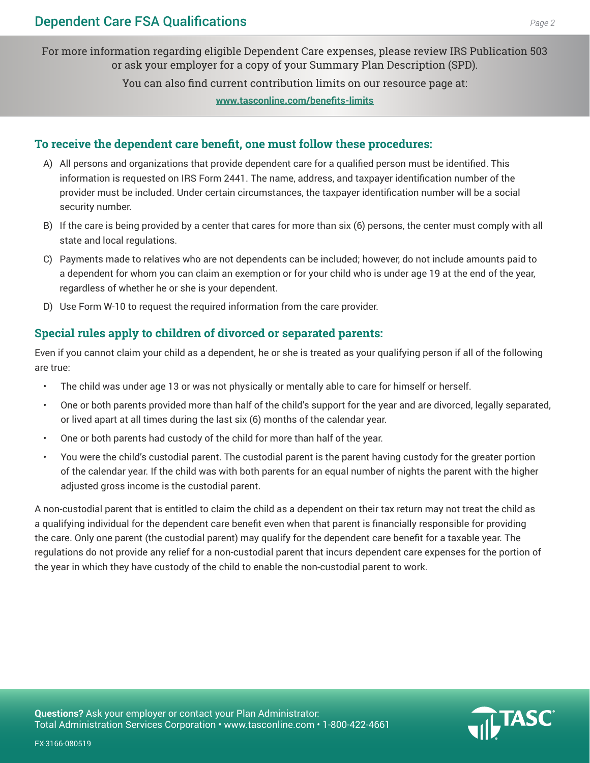For more information regarding eligible Dependent Care expenses, please review IRS Publication 503 or ask your employer for a copy of your Summary Plan Description (SPD).

You can also find current contribution limits on our resource page at:

**www.tasconline.com/benefits-limits**

## To receive the dependent care benefit, one must follow these procedures:

A) All persons and organizations that provide dependent care for a qualified person must be identified. This information is requested on IRS Form 2441. The name, address, and taxpayer identification number of the provider must be included. Under certain circumstances, the taxpayer identification number will be a social security number.

B) If the care is being provided by a center that cares for more than six (6) persons, the center must comply with all state and local regulations.

C) Payments made to relatives who are not dependents can be included; however, do not include amounts paid to a dependent for whom you can claim an exemption or for your child who is under age 19 at the end of the year, regardless of whether he or she is your dependent.

D) Use Form W-10 to request the required information from the care provider.

## Special rules apply to children of divorced or separated parents:

Even if you cannot claim your child as a dependent, he or she is treated as your qualifying person if all of the following are true:

- The child was under age 13 or was not physically or mentally able to care for himself or herself.
- One or both parents provided more than half of the child's support for the year and are divorced, legally separated, or lived apart at all times during the last six (6) months of the calendar year.
- One or both parents had custody of the child for more than half of the year.
- You were the child's custodial parent. The custodial parent is the parent having custody for the greater portion of the calendar year. If the child was with both parents for an equal number of nights the parent with the higher adjusted gross income is the custodial parent.

A non-custodial parent that is entitled to claim the child as a dependent on their tax return may not treat the child as a qualifying individual for the dependent care benefit even when that parent is financially responsible for providing the care. Only one parent (the custodial parent) may qualify for the dependent care benefit for a taxable year. The regulations do not provide any relief for a non-custodial parent that incurs dependent care expenses for the portion of the year in which they have custody of the child to enable the non-custodial parent to work.

**Questions?** Ask your employer or contact your Plan Administrator:
Total Administration Services Corporation • www.tasconline.com • 1-800-422-4661

FX-3166-080519